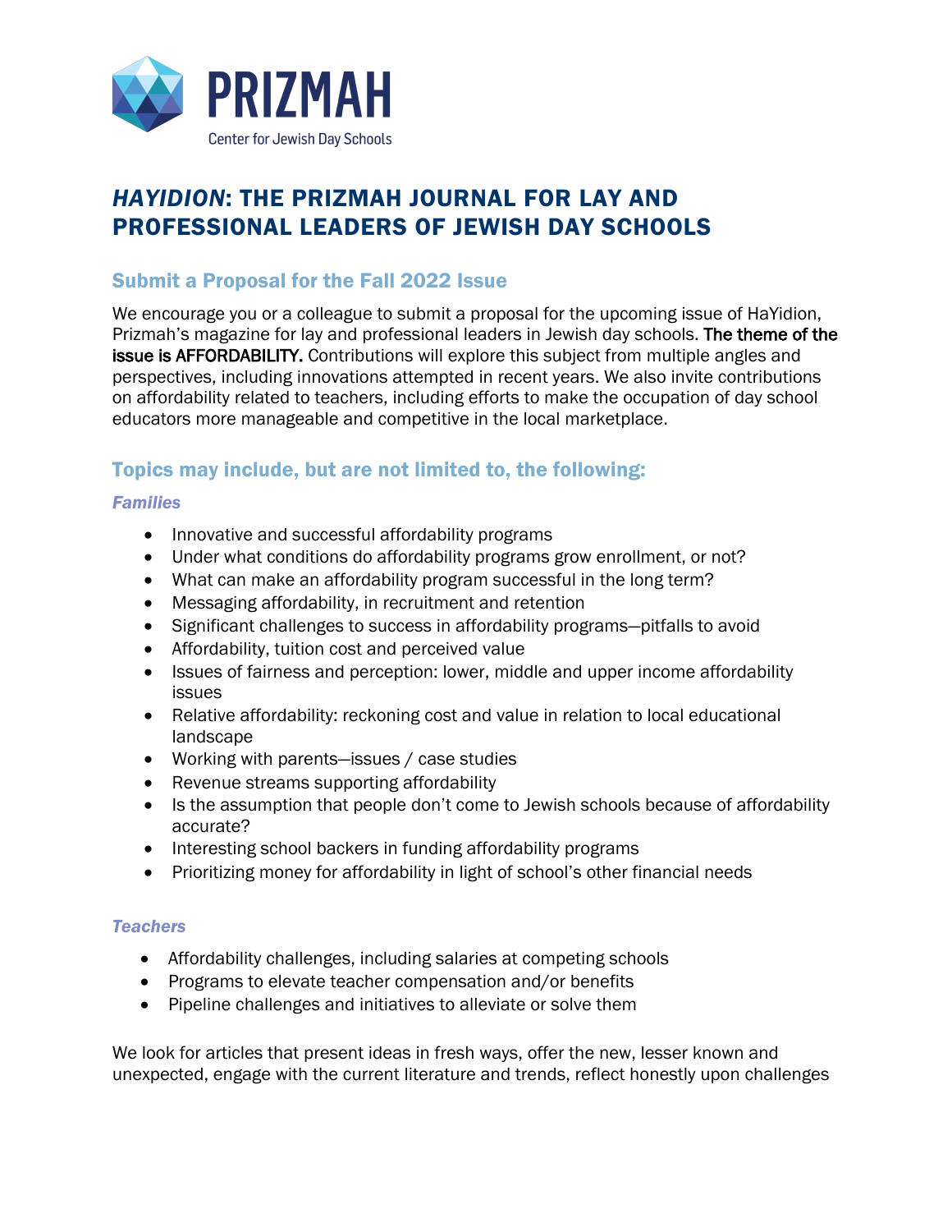PRIZMAH

Center for Jewish Day Schools

# *HAYIDION*: THE PRIZMAH JOURNAL FOR LAY AND PROFESSIONAL LEADERS OF JEWISH DAY SCHOOLS

## Submit a Proposal for the Fall 2022 Issue

We encourage you or a colleague to submit a proposal for the upcoming issue of HaYidion, Prizmah's magazine for lay and professional leaders in Jewish day schools. The theme of the issue is AFFORDABILITY. Contributions will explore this subject from multiple angles and perspectives, including innovations attempted in recent years. We also invite contributions on affordability related to teachers, including efforts to make the occupation of day school educators more manageable and competitive in the local marketplace.

## Topics may include, but are not limited to, the following:

### *Families*

- Innovative and successful affordability programs
- Under what conditions do affordability programs grow enrollment, or not?
- What can make an affordability program successful in the long term?
- Messaging affordability, in recruitment and retention
- Significant challenges to success in affordability programs—pitfalls to avoid
- Affordability, tuition cost and perceived value
- Issues of fairness and perception: lower, middle and upper income affordability issues
- Relative affordability: reckoning cost and value in relation to local educational landscape
- Working with parents—issues / case studies
- Revenue streams supporting affordability
- Is the assumption that people don't come to Jewish schools because of affordability accurate?
- Interesting school backers in funding affordability programs
- Prioritizing money for affordability in light of school's other financial needs

### *Teachers*

- Affordability challenges, including salaries at competing schools
- Programs to elevate teacher compensation and/or benefits
- Pipeline challenges and initiatives to alleviate or solve them

We look for articles that present ideas in fresh ways, offer the new, lesser known and unexpected, engage with the current literature and trends, reflect honestly upon challenges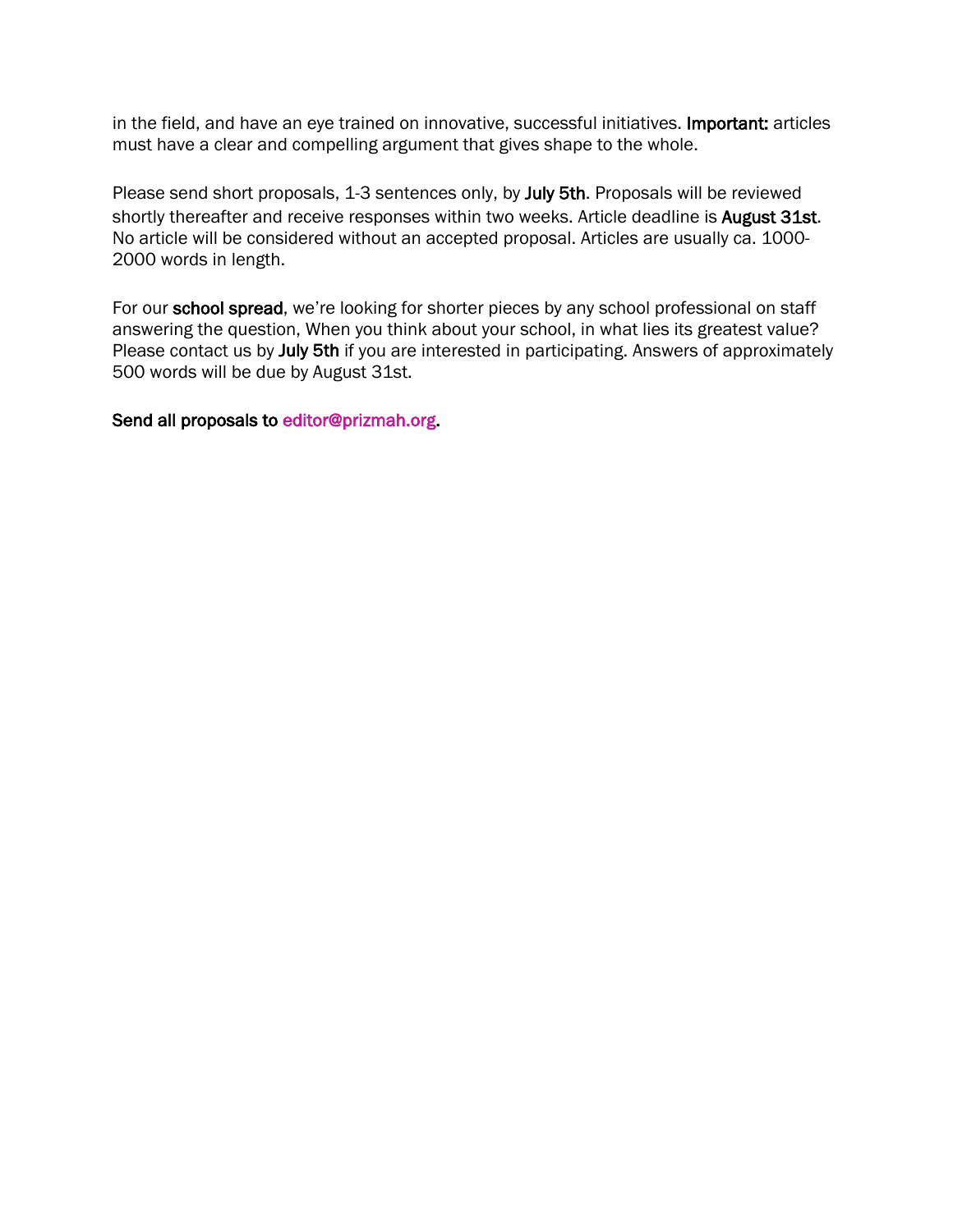in the field, and have an eye trained on innovative, successful initiatives. **Important:** articles must have a clear and compelling argument that gives shape to the whole.

Please send short proposals, 1-3 sentences only, by **July 5th**. Proposals will be reviewed shortly thereafter and receive responses within two weeks. Article deadline is **August 31st**. No article will be considered without an accepted proposal. Articles are usually ca. 1000-2000 words in length.

For our **school spread**, we're looking for shorter pieces by any school professional on staff answering the question, When you think about your school, in what lies its greatest value? Please contact us by **July 5th** if you are interested in participating. Answers of approximately 500 words will be due by August 31st.

**Send all proposals to editor@prizmah.org.**